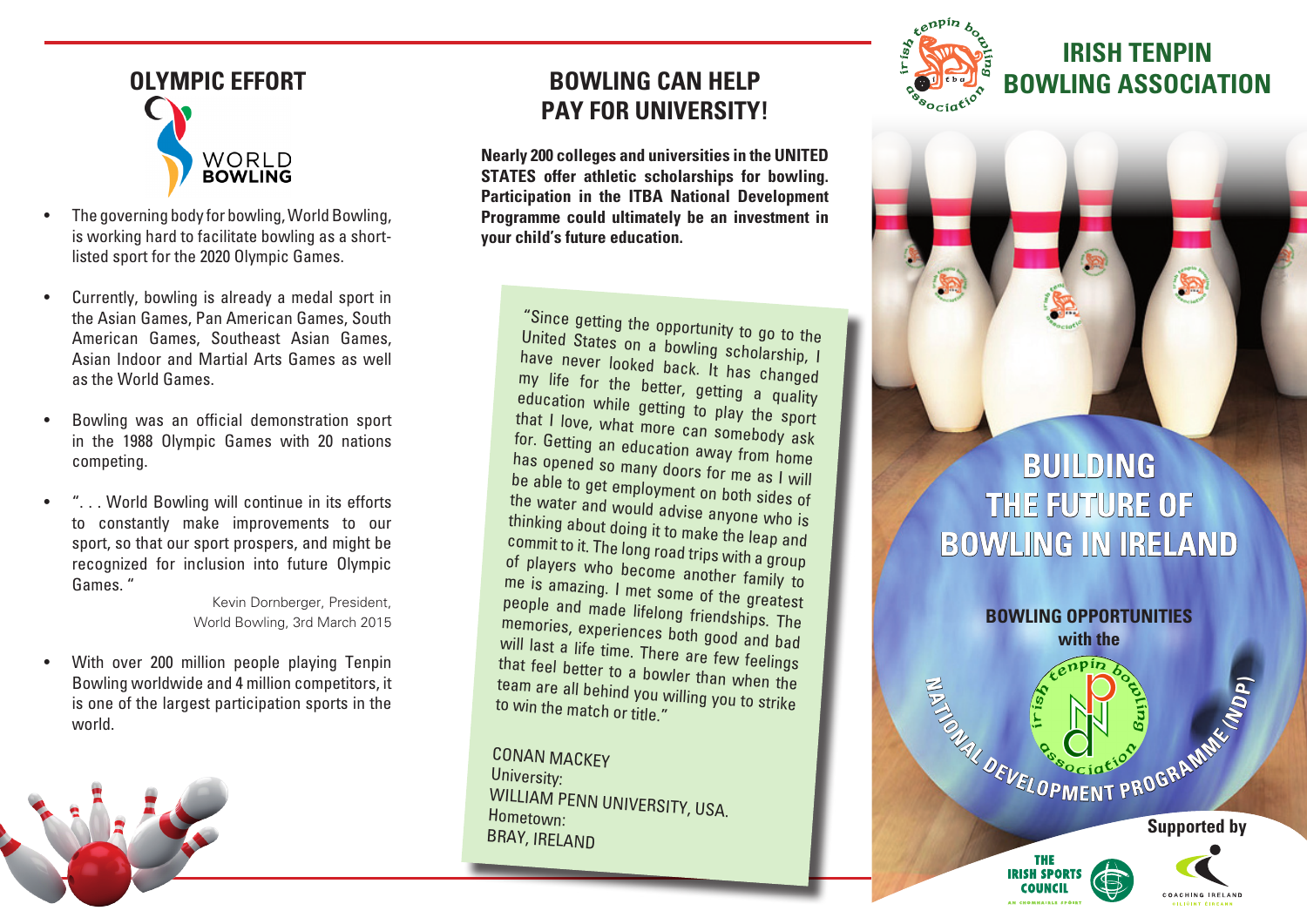## OLYMPIC EFFORT

WORLD BOWLING

- The governing body for bowling, World Bowling, is working hard to facilitate bowling as a short-listed sport for the 2020 Olympic Games.
- Currently, bowling is already a medal sport in the Asian Games, Pan American Games, South American Games, Southeast Asian Games, Asian Indoor and Martial Arts Games as well as the World Games.
- Bowling was an official demonstration sport in the 1988 Olympic Games with 20 nations competing.
- ". . . World Bowling will continue in its efforts to constantly make improvements to our sport, so that our sport prospers, and might be recognized for inclusion into future Olympic Games. "

  Kevin Dornberger, President, World Bowling, 3rd March 2015
- With over 200 million people playing Tenpin Bowling worldwide and 4 million competitors, it is one of the largest participation sports in the world.

## BOWLING CAN HELP PAY FOR UNIVERSITY!

**Nearly 200 colleges and universities in the UNITED STATES offer athletic scholarships for bowling. Participation in the ITBA National Development Programme could ultimately be an investment in your child's future education.**

"Since getting the opportunity to go to the United States on a bowling scholarship, I have never looked back. It has changed my life for the better, getting a quality education while getting to play the sport that I love, what more can somebody ask for. Getting an education away from home has opened so many doors for me as I will be able to get employment on both sides of the water and would advise anyone who is thinking about doing it to make the leap and commit to it. The long road trips with a group of players who become another family to me is amazing. I met some of the greatest people and made lifelong friendships. The memories, experiences both good and bad will last a life time. There are few feelings that feel better to a bowler than when the team are all behind you willing you to strike to win the match or title."

CONAN MACKEY
University:
WILLIAM PENN UNIVERSITY, USA.
Hometown:
BRAY, IRELAND

# IRISH TENPIN BOWLING ASSOCIATION

## BUILDING THE FUTURE OF BOWLING IN IRELAND

**BOWLING OPPORTUNITIES with the**

NATIONAL DEVELOPMENT PROGRAMME (NDP)

**Supported by**

THE IRISH SPORTS COUNCIL

COACHING IRELAND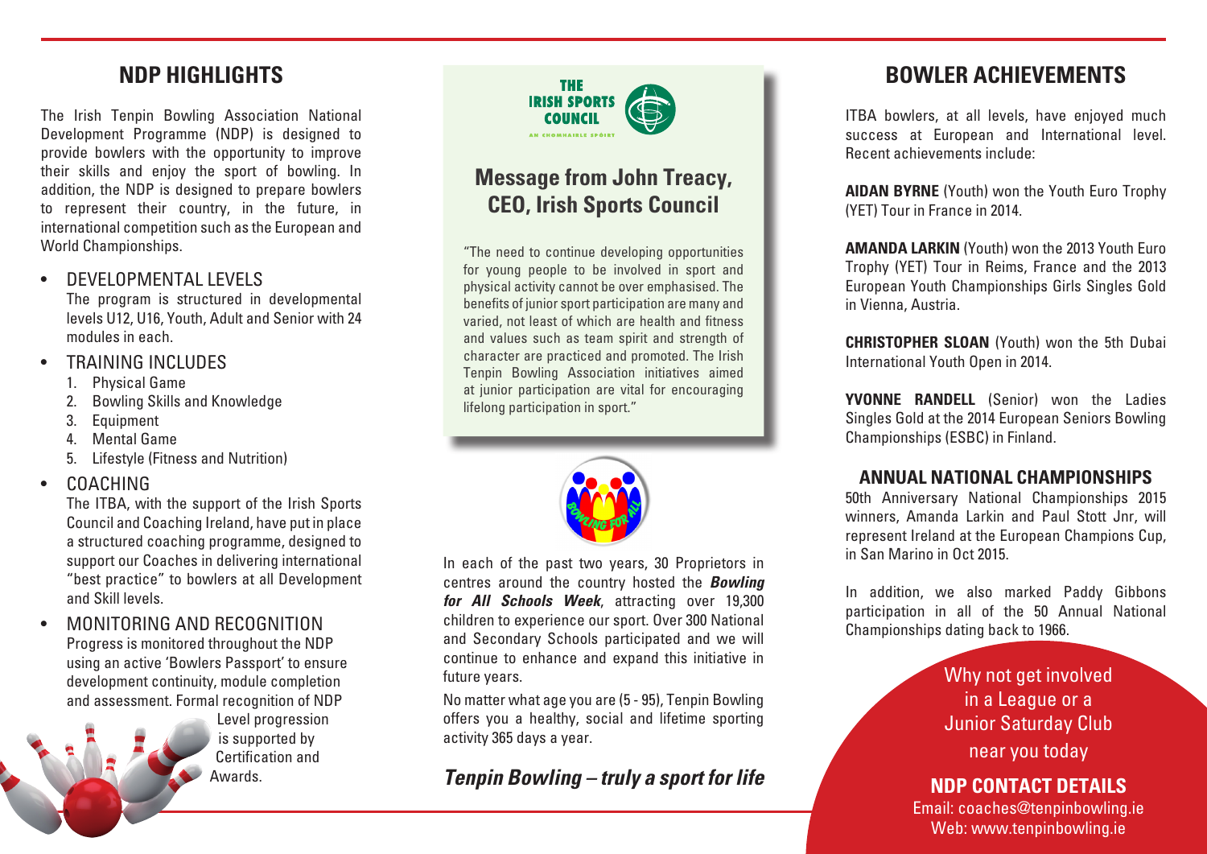## NDP HIGHLIGHTS

The Irish Tenpin Bowling Association National Development Programme (NDP) is designed to provide bowlers with the opportunity to improve their skills and enjoy the sport of bowling. In addition, the NDP is designed to prepare bowlers to represent their country, in the future, in international competition such as the European and World Championships.

- DEVELOPMENTAL LEVELS
  The program is structured in developmental levels U12, U16, Youth, Adult and Senior with 24 modules in each.
- TRAINING INCLUDES
  1. Physical Game
  2. Bowling Skills and Knowledge
  3. Equipment
  4. Mental Game
  5. Lifestyle (Fitness and Nutrition)
- COACHING
  The ITBA, with the support of the Irish Sports Council and Coaching Ireland, have put in place a structured coaching programme, designed to support our Coaches in delivering international "best practice" to bowlers at all Development and Skill levels.
- MONITORING AND RECOGNITION
  Progress is monitored throughout the NDP using an active 'Bowlers Passport' to ensure development continuity, module completion and assessment. Formal recognition of NDP Level progression is supported by Certification and Awards.

THE IRISH SPORTS COUNCIL
AN CHOMHAIRLE SPÓIRT

## Message from John Treacy, CEO, Irish Sports Council

"The need to continue developing opportunities for young people to be involved in sport and physical activity cannot be over emphasised. The benefits of junior sport participation are many and varied, not least of which are health and fitness and values such as team spirit and strength of character are practiced and promoted. The Irish Tenpin Bowling Association initiatives aimed at junior participation are vital for encouraging lifelong participation in sport."

BOWLING FOR ALL

In each of the past two years, 30 Proprietors in centres around the country hosted the ***Bowling for All Schools Week***, attracting over 19,300 children to experience our sport. Over 300 National and Secondary Schools participated and we will continue to enhance and expand this initiative in future years.

No matter what age you are (5 - 95), Tenpin Bowling offers you a healthy, social and lifetime sporting activity 365 days a year.

***Tenpin Bowling – truly a sport for life***

## BOWLER ACHIEVEMENTS

ITBA bowlers, at all levels, have enjoyed much success at European and International level. Recent achievements include:

**AIDAN BYRNE** (Youth) won the Youth Euro Trophy (YET) Tour in France in 2014.

**AMANDA LARKIN** (Youth) won the 2013 Youth Euro Trophy (YET) Tour in Reims, France and the 2013 European Youth Championships Girls Singles Gold in Vienna, Austria.

**CHRISTOPHER SLOAN** (Youth) won the 5th Dubai International Youth Open in 2014.

**YVONNE RANDELL** (Senior) won the Ladies Singles Gold at the 2014 European Seniors Bowling Championships (ESBC) in Finland.

### ANNUAL NATIONAL CHAMPIONSHIPS

50th Anniversary National Championships 2015 winners, Amanda Larkin and Paul Stott Jnr, will represent Ireland at the European Champions Cup, in San Marino in Oct 2015.

In addition, we also marked Paddy Gibbons participation in all of the 50 Annual National Championships dating back to 1966.

Why not get involved in a League or a Junior Saturday Club near you today

### NDP CONTACT DETAILS

Email: coaches@tenpinbowling.ie
Web: www.tenpinbowling.ie